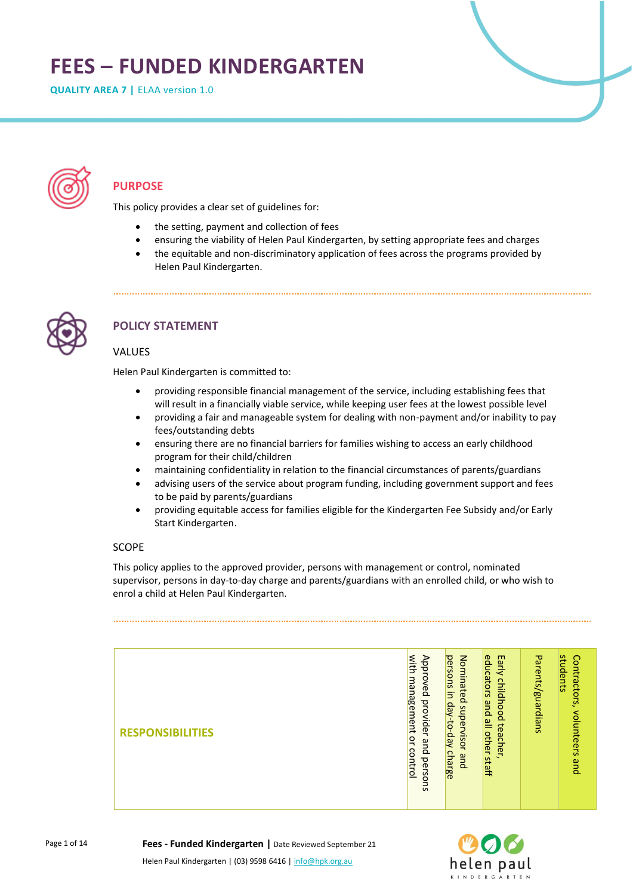# FEES – FUNDED KINDERGARTEN

**QUALITY AREA 7 |** ELAA version 1.0

## PURPOSE

This policy provides a clear set of guidelines for:

- the setting, payment and collection of fees
- ensuring the viability of Helen Paul Kindergarten, by setting appropriate fees and charges
- the equitable and non-discriminatory application of fees across the programs provided by Helen Paul Kindergarten.

## POLICY STATEMENT

### VALUES

Helen Paul Kindergarten is committed to:

- providing responsible financial management of the service, including establishing fees that will result in a financially viable service, while keeping user fees at the lowest possible level
- providing a fair and manageable system for dealing with non-payment and/or inability to pay fees/outstanding debts
- ensuring there are no financial barriers for families wishing to access an early childhood program for their child/children
- maintaining confidentiality in relation to the financial circumstances of parents/guardians
- advising users of the service about program funding, including government support and fees to be paid by parents/guardians
- providing equitable access for families eligible for the Kindergarten Fee Subsidy and/or Early Start Kindergarten.

### SCOPE

This policy applies to the approved provider, persons with management or control, nominated supervisor, persons in day-to-day charge and parents/guardians with an enrolled child, or who wish to enrol a child at Helen Paul Kindergarten.

| RESPONSIBILITIES | Approved provider and persons with management or control | Nominated supervisor and persons in day-to-day charge | Early childhood teacher, educators and all other staff | Parents/guardians | Contractors, volunteers and students |
|---|---|---|---|---|---|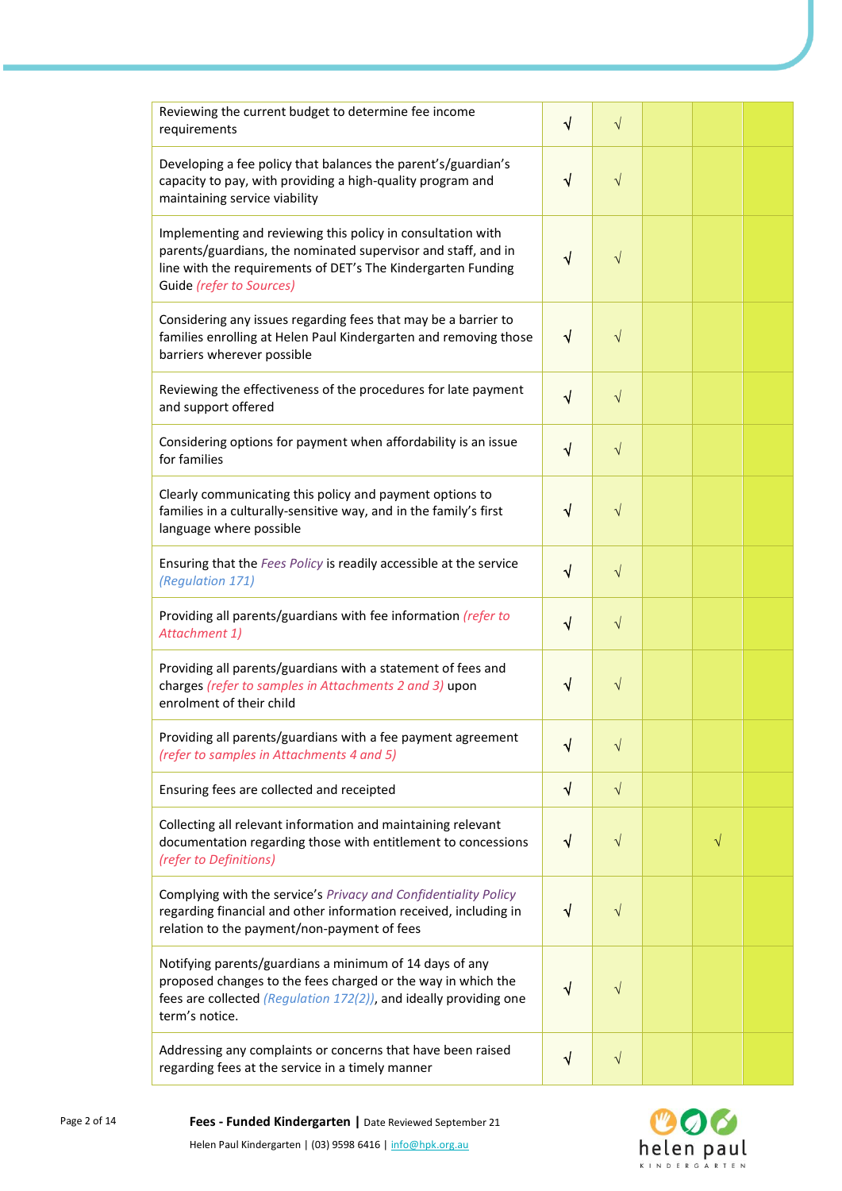| | | | | | |
|---|---|---|---|---|---|
| Reviewing the current budget to determine fee income requirements | √ | √ | | | |
| Developing a fee policy that balances the parent's/guardian's capacity to pay, with providing a high-quality program and maintaining service viability | √ | √ | | | |
| Implementing and reviewing this policy in consultation with parents/guardians, the nominated supervisor and staff, and in line with the requirements of DET's The Kindergarten Funding Guide *(refer to Sources)* | √ | √ | | | |
| Considering any issues regarding fees that may be a barrier to families enrolling at Helen Paul Kindergarten and removing those barriers wherever possible | √ | √ | | | |
| Reviewing the effectiveness of the procedures for late payment and support offered | √ | √ | | | |
| Considering options for payment when affordability is an issue for families | √ | √ | | | |
| Clearly communicating this policy and payment options to families in a culturally-sensitive way, and in the family's first language where possible | √ | √ | | | |
| Ensuring that the *Fees Policy* is readily accessible at the service *(Regulation 171)* | √ | √ | | | |
| Providing all parents/guardians with fee information *(refer to Attachment 1)* | √ | √ | | | |
| Providing all parents/guardians with a statement of fees and charges *(refer to samples in Attachments 2 and 3)* upon enrolment of their child | √ | √ | | | |
| Providing all parents/guardians with a fee payment agreement *(refer to samples in Attachments 4 and 5)* | √ | √ | | | |
| Ensuring fees are collected and receipted | √ | √ | | | |
| Collecting all relevant information and maintaining relevant documentation regarding those with entitlement to concessions *(refer to Definitions)* | √ | √ | | √ | |
| Complying with the service's *Privacy and Confidentiality Policy* regarding financial and other information received, including in relation to the payment/non-payment of fees | √ | √ | | | |
| Notifying parents/guardians a minimum of 14 days of any proposed changes to the fees charged or the way in which the fees are collected *(Regulation 172(2))*, and ideally providing one term's notice. | √ | √ | | | |
| Addressing any complaints or concerns that have been raised regarding fees at the service in a timely manner | √ | √ | | | |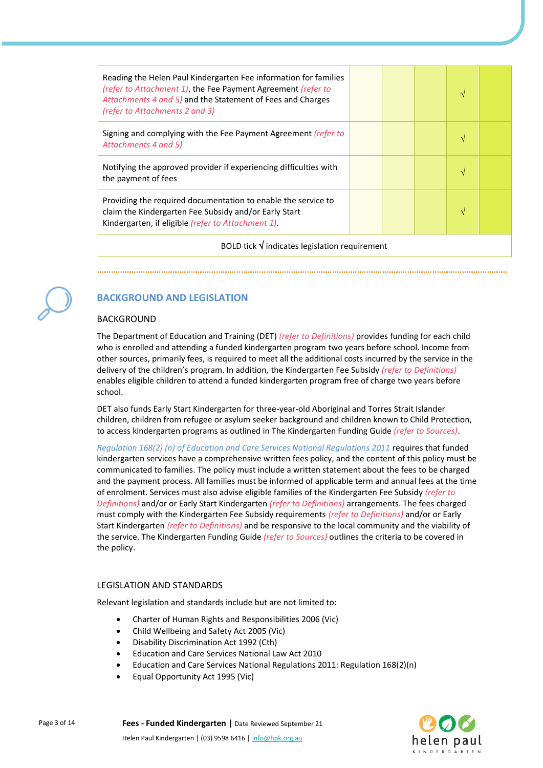| | | | | | |
|---|---|---|---|---|---|
| Reading the Helen Paul Kindergarten Fee information for families *(refer to Attachment 1)*, the Fee Payment Agreement *(refer to Attachments 4 and 5)* and the Statement of Fees and Charges *(refer to Attachments 2 and 3)* | | | | √ | |
| Signing and complying with the Fee Payment Agreement *(refer to Attachments 4 and 5)* | | | | √ | |
| Notifying the approved provider if experiencing difficulties with the payment of fees | | | | √ | |
| Providing the required documentation to enable the service to claim the Kindergarten Fee Subsidy and/or Early Start Kindergarten, if eligible *(refer to Attachment 1)*. | | | | √ | |
| BOLD tick √ indicates legislation requirement | | | | | |

## BACKGROUND AND LEGISLATION

### BACKGROUND

The Department of Education and Training (DET) *(refer to Definitions)* provides funding for each child who is enrolled and attending a funded kindergarten program two years before school. Income from other sources, primarily fees, is required to meet all the additional costs incurred by the service in the delivery of the children's program. In addition, the Kindergarten Fee Subsidy *(refer to Definitions)* enables eligible children to attend a funded kindergarten program free of charge two years before school.

DET also funds Early Start Kindergarten for three-year-old Aboriginal and Torres Strait Islander children, children from refugee or asylum seeker background and children known to Child Protection, to access kindergarten programs as outlined in The Kindergarten Funding Guide *(refer to Sources)*.

*Regulation 168(2) (n) of Education and Care Services National Regulations 2011* requires that funded kindergarten services have a comprehensive written fees policy, and the content of this policy must be communicated to families. The policy must include a written statement about the fees to be charged and the payment process. All families must be informed of applicable term and annual fees at the time of enrolment. Services must also advise eligible families of the Kindergarten Fee Subsidy *(refer to Definitions)* and/or or Early Start Kindergarten *(refer to Definitions)* arrangements. The fees charged must comply with the Kindergarten Fee Subsidy requirements *(refer to Definitions)* and/or or Early Start Kindergarten *(refer to Definitions)* and be responsive to the local community and the viability of the service. The Kindergarten Funding Guide *(refer to Sources)* outlines the criteria to be covered in the policy.

### LEGISLATION AND STANDARDS

Relevant legislation and standards include but are not limited to:

- Charter of Human Rights and Responsibilities 2006 (Vic)
- Child Wellbeing and Safety Act 2005 (Vic)
- Disability Discrimination Act 1992 (Cth)
- Education and Care Services National Law Act 2010
- Education and Care Services National Regulations 2011: Regulation 168(2)(n)
- Equal Opportunity Act 1995 (Vic)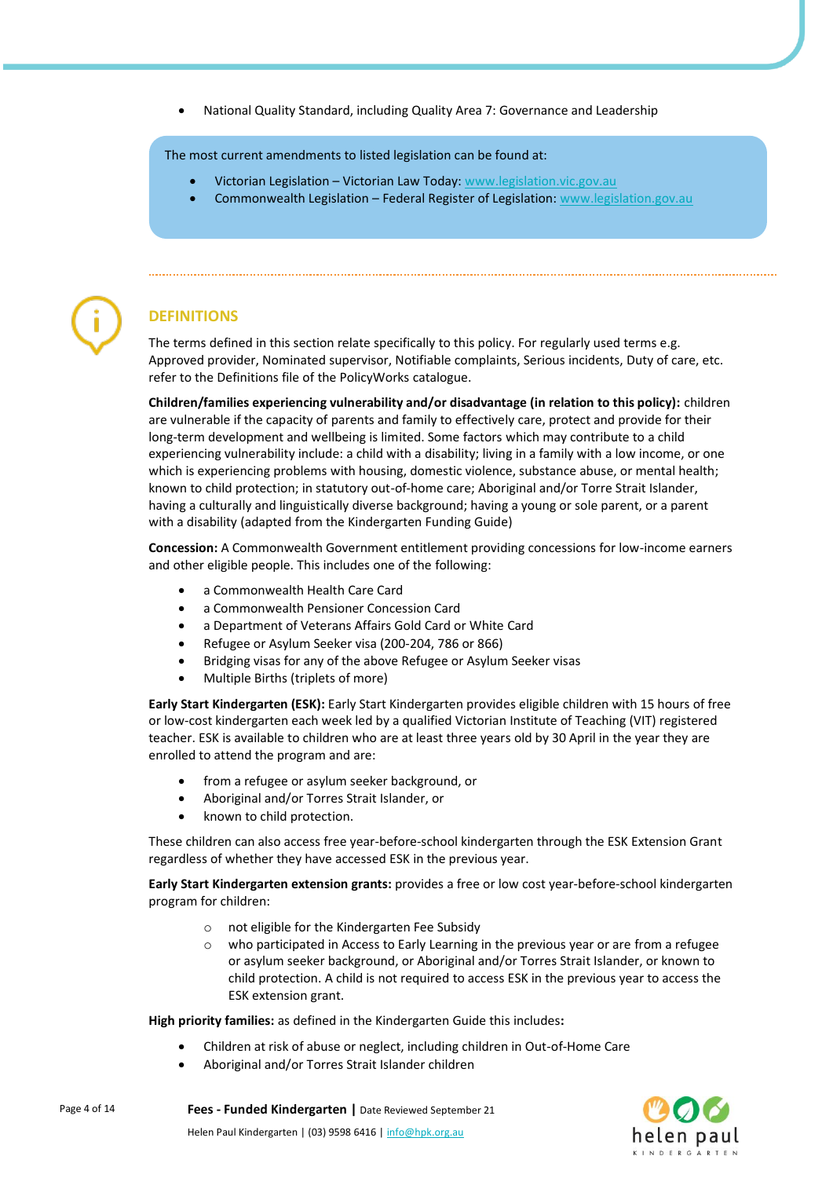- National Quality Standard, including Quality Area 7: Governance and Leadership

The most current amendments to listed legislation can be found at:

- Victorian Legislation – Victorian Law Today: www.legislation.vic.gov.au
- Commonwealth Legislation – Federal Register of Legislation: www.legislation.gov.au

## DEFINITIONS

The terms defined in this section relate specifically to this policy. For regularly used terms e.g. Approved provider, Nominated supervisor, Notifiable complaints, Serious incidents, Duty of care, etc. refer to the Definitions file of the PolicyWorks catalogue.

**Children/families experiencing vulnerability and/or disadvantage (in relation to this policy):** children are vulnerable if the capacity of parents and family to effectively care, protect and provide for their long-term development and wellbeing is limited. Some factors which may contribute to a child experiencing vulnerability include: a child with a disability; living in a family with a low income, or one which is experiencing problems with housing, domestic violence, substance abuse, or mental health; known to child protection; in statutory out-of-home care; Aboriginal and/or Torre Strait Islander, having a culturally and linguistically diverse background; having a young or sole parent, or a parent with a disability (adapted from the Kindergarten Funding Guide)

**Concession:** A Commonwealth Government entitlement providing concessions for low-income earners and other eligible people. This includes one of the following:

- a Commonwealth Health Care Card
- a Commonwealth Pensioner Concession Card
- a Department of Veterans Affairs Gold Card or White Card
- Refugee or Asylum Seeker visa (200-204, 786 or 866)
- Bridging visas for any of the above Refugee or Asylum Seeker visas
- Multiple Births (triplets of more)

**Early Start Kindergarten (ESK):** Early Start Kindergarten provides eligible children with 15 hours of free or low-cost kindergarten each week led by a qualified Victorian Institute of Teaching (VIT) registered teacher. ESK is available to children who are at least three years old by 30 April in the year they are enrolled to attend the program and are:

- from a refugee or asylum seeker background, or
- Aboriginal and/or Torres Strait Islander, or
- known to child protection.

These children can also access free year-before-school kindergarten through the ESK Extension Grant regardless of whether they have accessed ESK in the previous year.

**Early Start Kindergarten extension grants:** provides a free or low cost year-before-school kindergarten program for children:

- not eligible for the Kindergarten Fee Subsidy
- who participated in Access to Early Learning in the previous year or are from a refugee or asylum seeker background, or Aboriginal and/or Torres Strait Islander, or known to child protection. A child is not required to access ESK in the previous year to access the ESK extension grant.

**High priority families:** as defined in the Kindergarten Guide this includes**:**

- Children at risk of abuse or neglect, including children in Out-of-Home Care
- Aboriginal and/or Torres Strait Islander children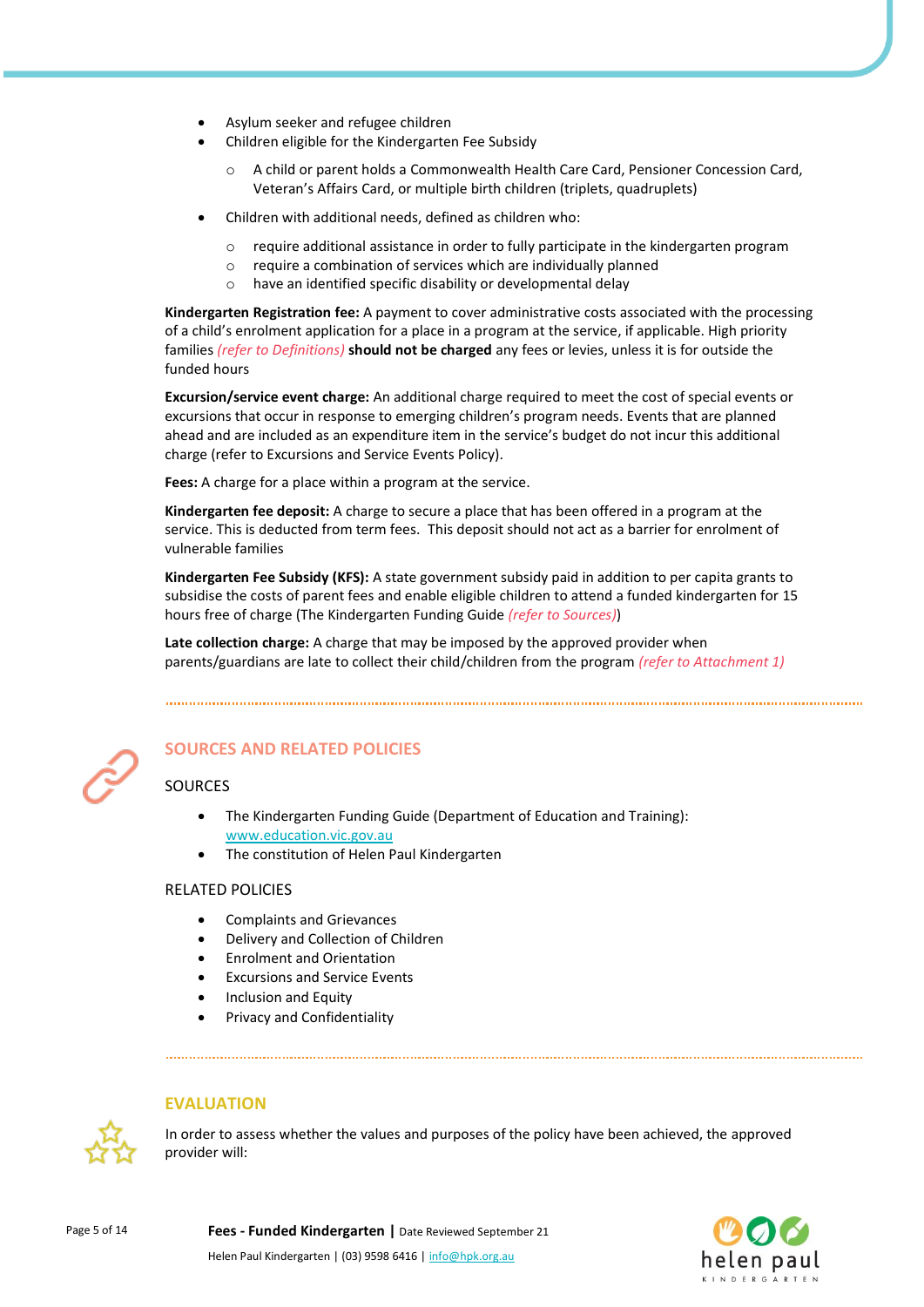- Asylum seeker and refugee children
- Children eligible for the Kindergarten Fee Subsidy
  - A child or parent holds a Commonwealth Health Care Card, Pensioner Concession Card, Veteran's Affairs Card, or multiple birth children (triplets, quadruplets)
- Children with additional needs, defined as children who:
  - require additional assistance in order to fully participate in the kindergarten program
  - require a combination of services which are individually planned
  - have an identified specific disability or developmental delay

**Kindergarten Registration fee:** A payment to cover administrative costs associated with the processing of a child's enrolment application for a place in a program at the service, if applicable. High priority families *(refer to Definitions)* **should not be charged** any fees or levies, unless it is for outside the funded hours

**Excursion/service event charge:** An additional charge required to meet the cost of special events or excursions that occur in response to emerging children's program needs. Events that are planned ahead and are included as an expenditure item in the service's budget do not incur this additional charge (refer to Excursions and Service Events Policy).

**Fees:** A charge for a place within a program at the service.

**Kindergarten fee deposit:** A charge to secure a place that has been offered in a program at the service. This is deducted from term fees. This deposit should not act as a barrier for enrolment of vulnerable families

**Kindergarten Fee Subsidy (KFS):** A state government subsidy paid in addition to per capita grants to subsidise the costs of parent fees and enable eligible children to attend a funded kindergarten for 15 hours free of charge (The Kindergarten Funding Guide *(refer to Sources)*)

**Late collection charge:** A charge that may be imposed by the approved provider when parents/guardians are late to collect their child/children from the program *(refer to Attachment 1)*

## SOURCES AND RELATED POLICIES

### SOURCES

- The Kindergarten Funding Guide (Department of Education and Training): www.education.vic.gov.au
- The constitution of Helen Paul Kindergarten

### RELATED POLICIES

- Complaints and Grievances
- Delivery and Collection of Children
- Enrolment and Orientation
- Excursions and Service Events
- Inclusion and Equity
- Privacy and Confidentiality

## EVALUATION

In order to assess whether the values and purposes of the policy have been achieved, the approved provider will: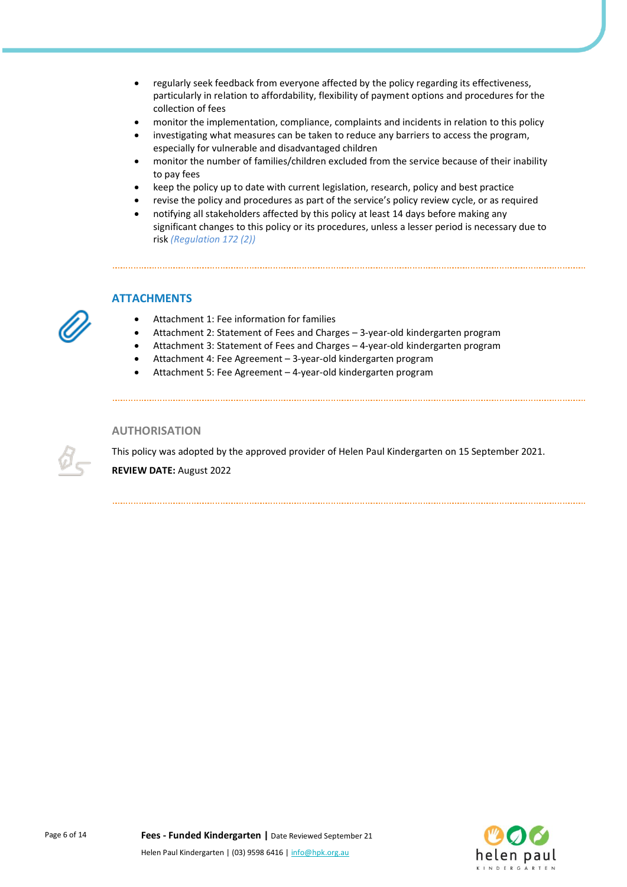- regularly seek feedback from everyone affected by the policy regarding its effectiveness, particularly in relation to affordability, flexibility of payment options and procedures for the collection of fees
- monitor the implementation, compliance, complaints and incidents in relation to this policy
- investigating what measures can be taken to reduce any barriers to access the program, especially for vulnerable and disadvantaged children
- monitor the number of families/children excluded from the service because of their inability to pay fees
- keep the policy up to date with current legislation, research, policy and best practice
- revise the policy and procedures as part of the service's policy review cycle, or as required
- notifying all stakeholders affected by this policy at least 14 days before making any significant changes to this policy or its procedures, unless a lesser period is necessary due to risk *(Regulation 172 (2))*

## ATTACHMENTS

- Attachment 1: Fee information for families
- Attachment 2: Statement of Fees and Charges – 3-year-old kindergarten program
- Attachment 3: Statement of Fees and Charges – 4-year-old kindergarten program
- Attachment 4: Fee Agreement – 3-year-old kindergarten program
- Attachment 5: Fee Agreement – 4-year-old kindergarten program

## AUTHORISATION

This policy was adopted by the approved provider of Helen Paul Kindergarten on 15 September 2021.

**REVIEW DATE:** August 2022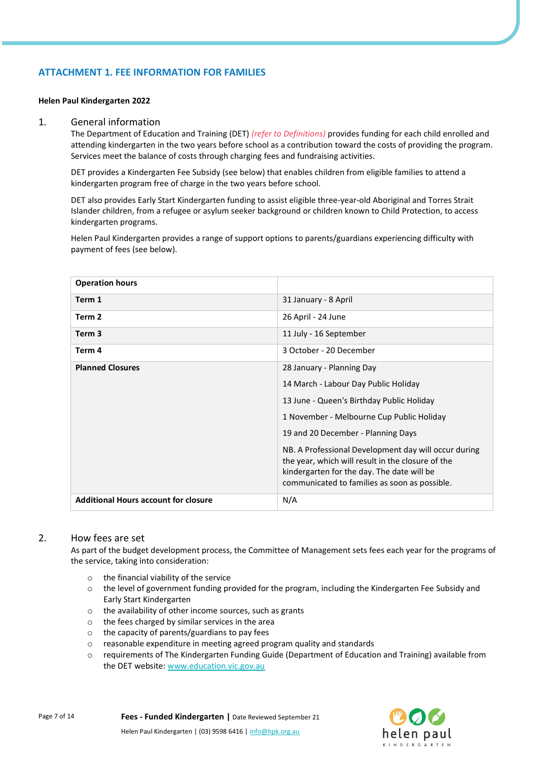## ATTACHMENT 1. FEE INFORMATION FOR FAMILIES

**Helen Paul Kindergarten 2022**

### 1. General information

The Department of Education and Training (DET) *(refer to Definitions)* provides funding for each child enrolled and attending kindergarten in the two years before school as a contribution toward the costs of providing the program. Services meet the balance of costs through charging fees and fundraising activities.

DET provides a Kindergarten Fee Subsidy (see below) that enables children from eligible families to attend a kindergarten program free of charge in the two years before school.

DET also provides Early Start Kindergarten funding to assist eligible three-year-old Aboriginal and Torres Strait Islander children, from a refugee or asylum seeker background or children known to Child Protection, to access kindergarten programs.

Helen Paul Kindergarten provides a range of support options to parents/guardians experiencing difficulty with payment of fees (see below).

| **Operation hours** | |
|---|---|
| **Term 1** | 31 January - 8 April |
| **Term 2** | 26 April - 24 June |
| **Term 3** | 11 July - 16 September |
| **Term 4** | 3 October - 20 December |
| **Planned Closures** | 28 January - Planning Day<br>14 March - Labour Day Public Holiday<br>13 June - Queen's Birthday Public Holiday<br>1 November - Melbourne Cup Public Holiday<br>19 and 20 December - Planning Days<br>NB. A Professional Development day will occur during the year, which will result in the closure of the kindergarten for the day. The date will be communicated to families as soon as possible. |
| **Additional Hours account for closure** | N/A |

### 2. How fees are set

As part of the budget development process, the Committee of Management sets fees each year for the programs of the service, taking into consideration:

- the financial viability of the service
- the level of government funding provided for the program, including the Kindergarten Fee Subsidy and Early Start Kindergarten
- the availability of other income sources, such as grants
- the fees charged by similar services in the area
- the capacity of parents/guardians to pay fees
- reasonable expenditure in meeting agreed program quality and standards
- requirements of The Kindergarten Funding Guide (Department of Education and Training) available from the DET website: www.education.vic.gov.au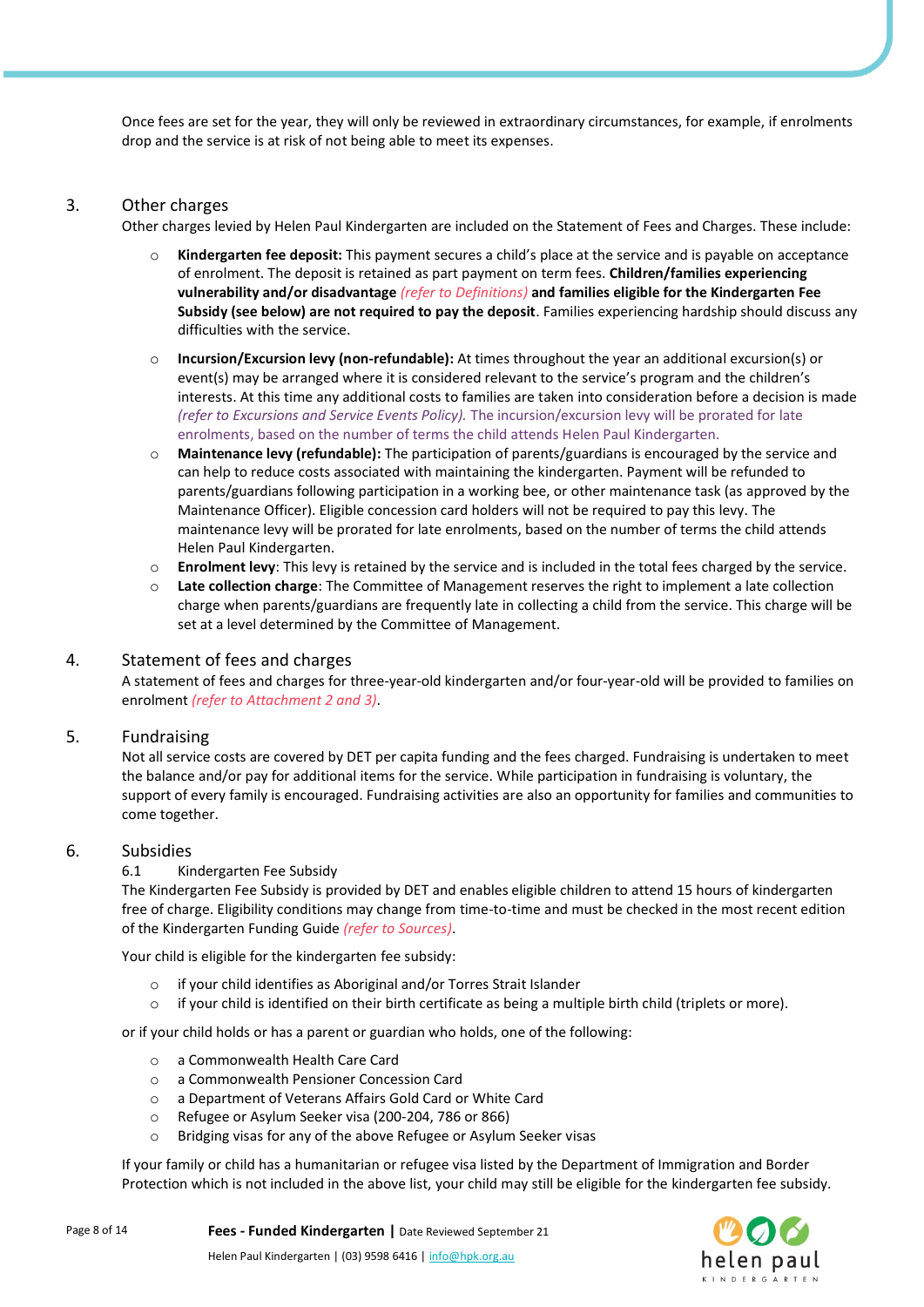Once fees are set for the year, they will only be reviewed in extraordinary circumstances, for example, if enrolments drop and the service is at risk of not being able to meet its expenses.

## 3. Other charges

Other charges levied by Helen Paul Kindergarten are included on the Statement of Fees and Charges. These include:

- **Kindergarten fee deposit:** This payment secures a child's place at the service and is payable on acceptance of enrolment. The deposit is retained as part payment on term fees. **Children/families experiencing vulnerability and/or disadvantage** *(refer to Definitions)* **and families eligible for the Kindergarten Fee Subsidy (see below) are not required to pay the deposit**. Families experiencing hardship should discuss any difficulties with the service.
- **Incursion/Excursion levy (non-refundable):** At times throughout the year an additional excursion(s) or event(s) may be arranged where it is considered relevant to the service's program and the children's interests. At this time any additional costs to families are taken into consideration before a decision is made *(refer to Excursions and Service Events Policy).* The incursion/excursion levy will be prorated for late enrolments, based on the number of terms the child attends Helen Paul Kindergarten.
- **Maintenance levy (refundable):** The participation of parents/guardians is encouraged by the service and can help to reduce costs associated with maintaining the kindergarten. Payment will be refunded to parents/guardians following participation in a working bee, or other maintenance task (as approved by the Maintenance Officer). Eligible concession card holders will not be required to pay this levy. The maintenance levy will be prorated for late enrolments, based on the number of terms the child attends Helen Paul Kindergarten.
- **Enrolment levy**: This levy is retained by the service and is included in the total fees charged by the service.
- **Late collection charge**: The Committee of Management reserves the right to implement a late collection charge when parents/guardians are frequently late in collecting a child from the service. This charge will be set at a level determined by the Committee of Management.

## 4. Statement of fees and charges

A statement of fees and charges for three-year-old kindergarten and/or four-year-old will be provided to families on enrolment *(refer to Attachment 2 and 3)*.

## 5. Fundraising

Not all service costs are covered by DET per capita funding and the fees charged. Fundraising is undertaken to meet the balance and/or pay for additional items for the service. While participation in fundraising is voluntary, the support of every family is encouraged. Fundraising activities are also an opportunity for families and communities to come together.

## 6. Subsidies

### 6.1 Kindergarten Fee Subsidy

The Kindergarten Fee Subsidy is provided by DET and enables eligible children to attend 15 hours of kindergarten free of charge. Eligibility conditions may change from time-to-time and must be checked in the most recent edition of the Kindergarten Funding Guide *(refer to Sources)*.

Your child is eligible for the kindergarten fee subsidy:

- if your child identifies as Aboriginal and/or Torres Strait Islander
- if your child is identified on their birth certificate as being a multiple birth child (triplets or more).

or if your child holds or has a parent or guardian who holds, one of the following:

- a Commonwealth Health Care Card
- a Commonwealth Pensioner Concession Card
- a Department of Veterans Affairs Gold Card or White Card
- Refugee or Asylum Seeker visa (200-204, 786 or 866)
- Bridging visas for any of the above Refugee or Asylum Seeker visas

If your family or child has a humanitarian or refugee visa listed by the Department of Immigration and Border Protection which is not included in the above list, your child may still be eligible for the kindergarten fee subsidy.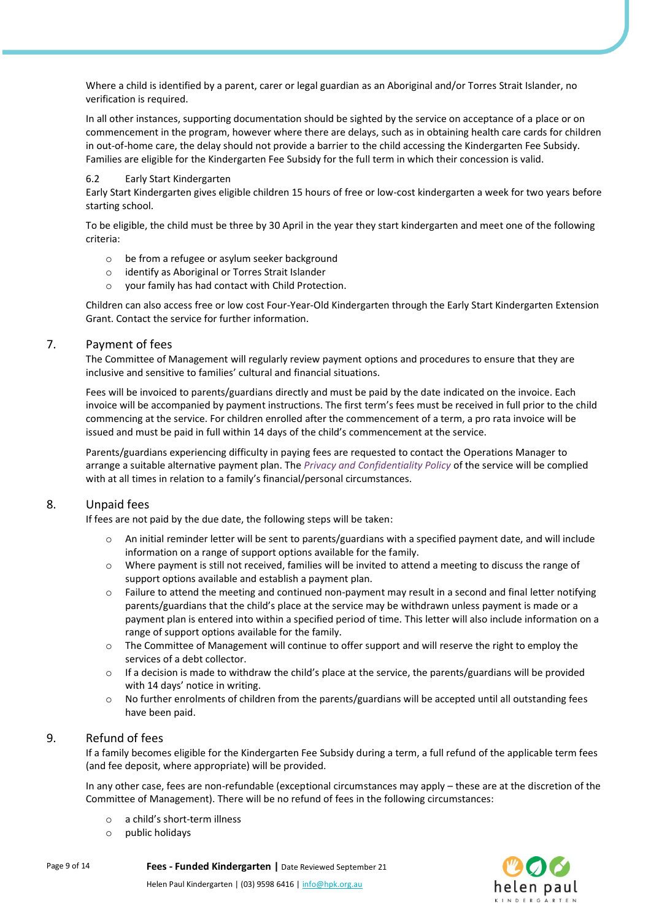Where a child is identified by a parent, carer or legal guardian as an Aboriginal and/or Torres Strait Islander, no verification is required.

In all other instances, supporting documentation should be sighted by the service on acceptance of a place or on commencement in the program, however where there are delays, such as in obtaining health care cards for children in out-of-home care, the delay should not provide a barrier to the child accessing the Kindergarten Fee Subsidy. Families are eligible for the Kindergarten Fee Subsidy for the full term in which their concession is valid.

### 6.2 Early Start Kindergarten

Early Start Kindergarten gives eligible children 15 hours of free or low-cost kindergarten a week for two years before starting school.

To be eligible, the child must be three by 30 April in the year they start kindergarten and meet one of the following criteria:

- be from a refugee or asylum seeker background
- identify as Aboriginal or Torres Strait Islander
- your family has had contact with Child Protection.

Children can also access free or low cost Four-Year-Old Kindergarten through the Early Start Kindergarten Extension Grant. Contact the service for further information.

## 7. Payment of fees

The Committee of Management will regularly review payment options and procedures to ensure that they are inclusive and sensitive to families' cultural and financial situations.

Fees will be invoiced to parents/guardians directly and must be paid by the date indicated on the invoice. Each invoice will be accompanied by payment instructions. The first term's fees must be received in full prior to the child commencing at the service. For children enrolled after the commencement of a term, a pro rata invoice will be issued and must be paid in full within 14 days of the child's commencement at the service.

Parents/guardians experiencing difficulty in paying fees are requested to contact the Operations Manager to arrange a suitable alternative payment plan. The *Privacy and Confidentiality Policy* of the service will be complied with at all times in relation to a family's financial/personal circumstances.

## 8. Unpaid fees

If fees are not paid by the due date, the following steps will be taken:

- An initial reminder letter will be sent to parents/guardians with a specified payment date, and will include information on a range of support options available for the family.
- Where payment is still not received, families will be invited to attend a meeting to discuss the range of support options available and establish a payment plan.
- Failure to attend the meeting and continued non-payment may result in a second and final letter notifying parents/guardians that the child's place at the service may be withdrawn unless payment is made or a payment plan is entered into within a specified period of time. This letter will also include information on a range of support options available for the family.
- The Committee of Management will continue to offer support and will reserve the right to employ the services of a debt collector.
- If a decision is made to withdraw the child's place at the service, the parents/guardians will be provided with 14 days' notice in writing.
- No further enrolments of children from the parents/guardians will be accepted until all outstanding fees have been paid.

## 9. Refund of fees

If a family becomes eligible for the Kindergarten Fee Subsidy during a term, a full refund of the applicable term fees (and fee deposit, where appropriate) will be provided.

In any other case, fees are non-refundable (exceptional circumstances may apply – these are at the discretion of the Committee of Management). There will be no refund of fees in the following circumstances:

- a child's short-term illness
- public holidays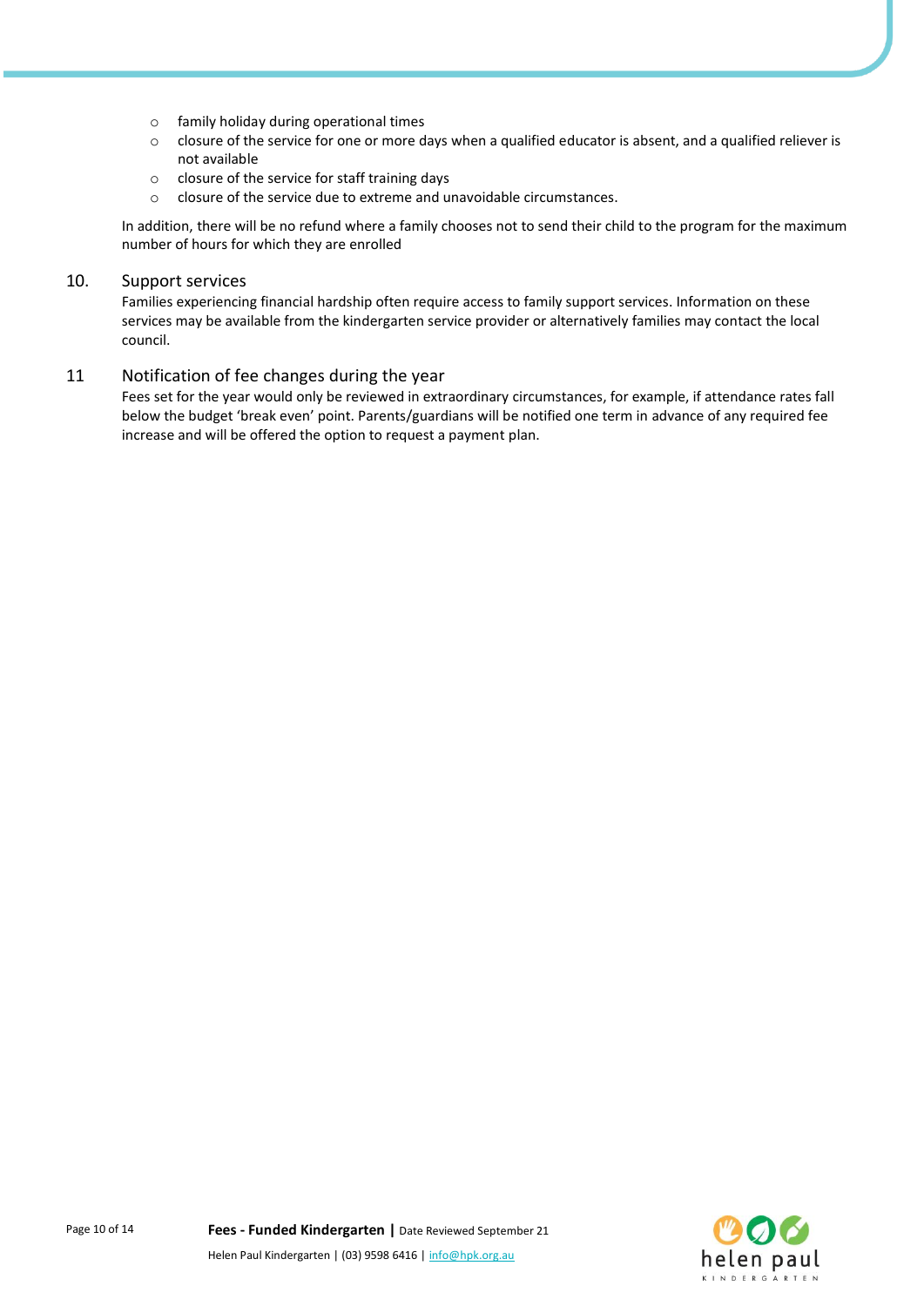- family holiday during operational times
- closure of the service for one or more days when a qualified educator is absent, and a qualified reliever is not available
- closure of the service for staff training days
- closure of the service due to extreme and unavoidable circumstances.

In addition, there will be no refund where a family chooses not to send their child to the program for the maximum number of hours for which they are enrolled

## 10. Support services

Families experiencing financial hardship often require access to family support services. Information on these services may be available from the kindergarten service provider or alternatively families may contact the local council.

## 11 Notification of fee changes during the year

Fees set for the year would only be reviewed in extraordinary circumstances, for example, if attendance rates fall below the budget 'break even' point. Parents/guardians will be notified one term in advance of any required fee increase and will be offered the option to request a payment plan.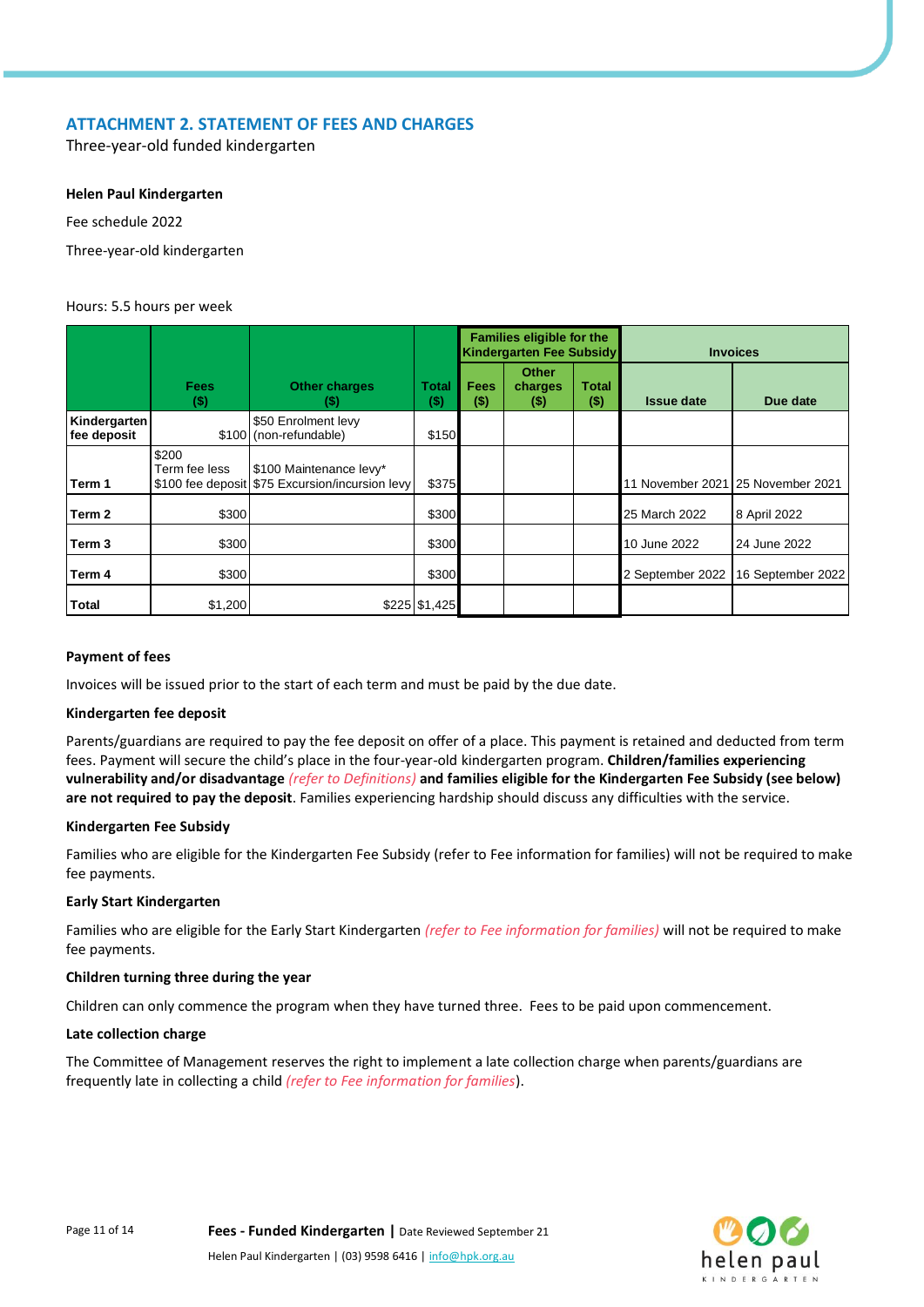## ATTACHMENT 2. STATEMENT OF FEES AND CHARGES

Three-year-old funded kindergarten

**Helen Paul Kindergarten**

Fee schedule 2022

Three-year-old kindergarten

Hours: 5.5 hours per week

| | | | | Families eligible for the Kindergarten Fee Subsidy | | | Invoices | |
|---|---|---|---|---|---|---|---|---|
| | **Fees ($)** | **Other charges ($)** | **Total ($)** | **Fees ($)** | **Other charges ($)** | **Total ($)** | **Issue date** | **Due date** |
| **Kindergarten fee deposit** | $100 | $50 Enrolment levy (non-refundable) | $150 | | | | | |
| **Term 1** | $200 Term fee less $100 fee deposit | $100 Maintenance levy* $75 Excursion/incursion levy | $375 | | | | 11 November 2021 | 25 November 2021 |
| **Term 2** | $300 | | $300 | | | | 25 March 2022 | 8 April 2022 |
| **Term 3** | $300 | | $300 | | | | 10 June 2022 | 24 June 2022 |
| **Term 4** | $300 | | $300 | | | | 2 September 2022 | 16 September 2022 |
| **Total** | $1,200 | $225 | $1,425 | | | | | |

**Payment of fees**

Invoices will be issued prior to the start of each term and must be paid by the due date.

**Kindergarten fee deposit**

Parents/guardians are required to pay the fee deposit on offer of a place. This payment is retained and deducted from term fees. Payment will secure the child's place in the four-year-old kindergarten program. **Children/families experiencing vulnerability and/or disadvantage** *(refer to Definitions)* **and families eligible for the Kindergarten Fee Subsidy (see below) are not required to pay the deposit**. Families experiencing hardship should discuss any difficulties with the service.

**Kindergarten Fee Subsidy**

Families who are eligible for the Kindergarten Fee Subsidy (refer to Fee information for families) will not be required to make fee payments.

**Early Start Kindergarten**

Families who are eligible for the Early Start Kindergarten *(refer to Fee information for families)* will not be required to make fee payments.

**Children turning three during the year**

Children can only commence the program when they have turned three. Fees to be paid upon commencement.

**Late collection charge**

The Committee of Management reserves the right to implement a late collection charge when parents/guardians are frequently late in collecting a child *(refer to Fee information for families)*.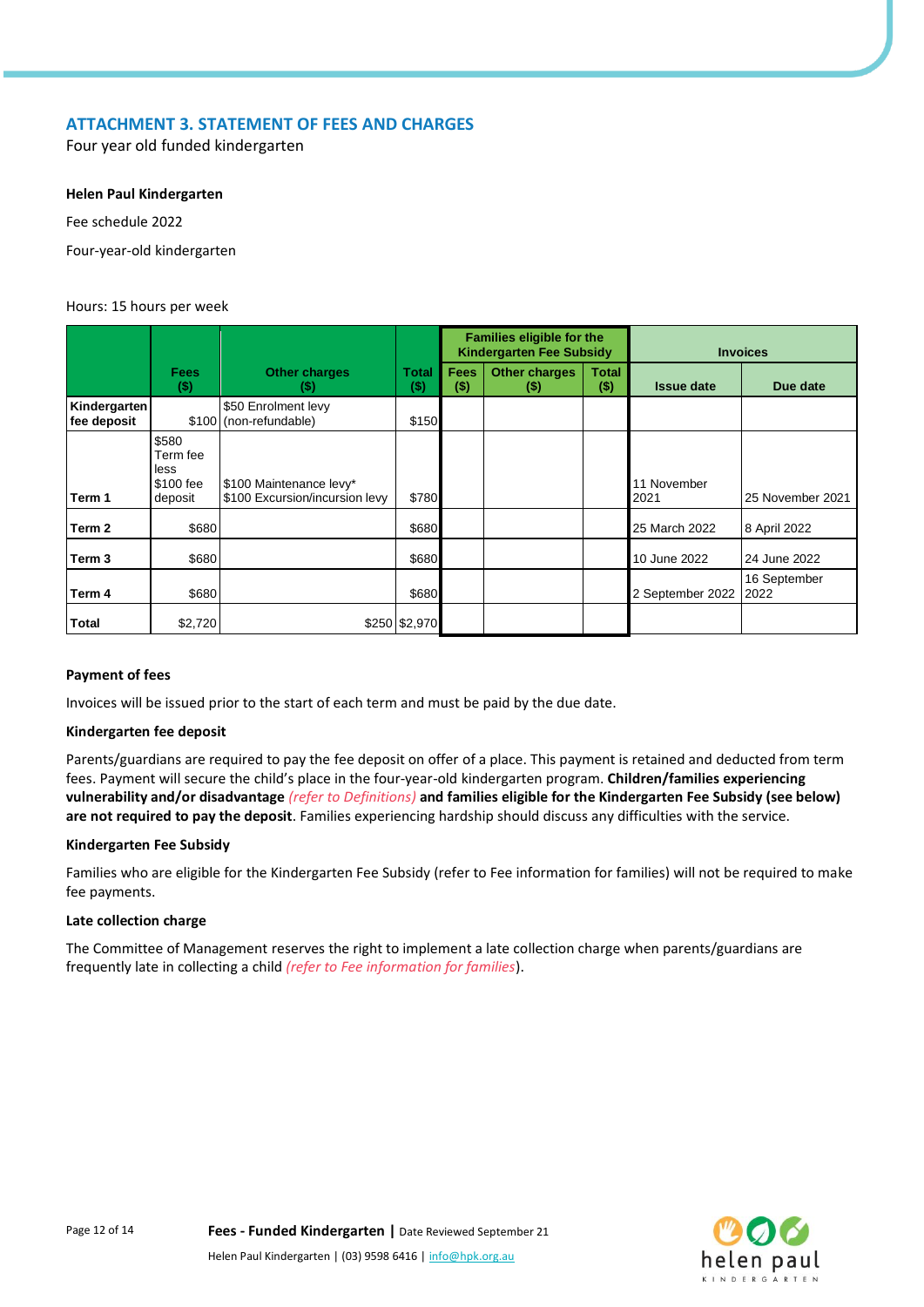## ATTACHMENT 3. STATEMENT OF FEES AND CHARGES

Four year old funded kindergarten

**Helen Paul Kindergarten**

Fee schedule 2022

Four-year-old kindergarten

Hours: 15 hours per week

| | Fees ($) | Other charges ($) | Total ($) | Families eligible for the Kindergarten Fee Subsidy | | | Invoices | |
|---|---|---|---|---|---|---|---|---|
| | | | | Fees ($) | Other charges ($) | Total ($) | Issue date | Due date |
| Kindergarten fee deposit | $100 | $50 Enrolment levy (non-refundable) | $150 | | | | | |
| Term 1 | $580 Term fee less $100 fee deposit | $100 Maintenance levy* $100 Excursion/incursion levy | $780 | | | | 11 November 2021 | 25 November 2021 |
| Term 2 | $680 | | $680 | | | | 25 March 2022 | 8 April 2022 |
| Term 3 | $680 | | $680 | | | | 10 June 2022 | 24 June 2022 |
| Term 4 | $680 | | $680 | | | | 2 September 2022 | 16 September 2022 |
| Total | $2,720 | $250 | $2,970 | | | | | |

**Payment of fees**

Invoices will be issued prior to the start of each term and must be paid by the due date.

**Kindergarten fee deposit**

Parents/guardians are required to pay the fee deposit on offer of a place. This payment is retained and deducted from term fees. Payment will secure the child's place in the four-year-old kindergarten program. **Children/families experiencing vulnerability and/or disadvantage** *(refer to Definitions)* **and families eligible for the Kindergarten Fee Subsidy (see below) are not required to pay the deposit**. Families experiencing hardship should discuss any difficulties with the service.

**Kindergarten Fee Subsidy**

Families who are eligible for the Kindergarten Fee Subsidy (refer to Fee information for families) will not be required to make fee payments.

**Late collection charge**

The Committee of Management reserves the right to implement a late collection charge when parents/guardians are frequently late in collecting a child *(refer to Fee information for families)*.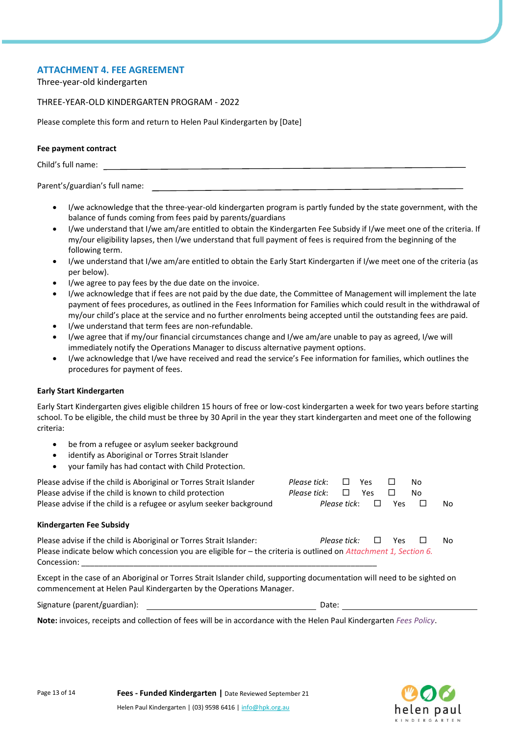## ATTACHMENT 4. FEE AGREEMENT

Three-year-old kindergarten

THREE-YEAR-OLD KINDERGARTEN PROGRAM - 2022

Please complete this form and return to Helen Paul Kindergarten by [Date]

**Fee payment contract**

Child's full name: ______________________________________________

Parent's/guardian's full name: ______________________________________________

- I/we acknowledge that the three-year-old kindergarten program is partly funded by the state government, with the balance of funds coming from fees paid by parents/guardians
- I/we understand that I/we am/are entitled to obtain the Kindergarten Fee Subsidy if I/we meet one of the criteria. If my/our eligibility lapses, then I/we understand that full payment of fees is required from the beginning of the following term.
- I/we understand that I/we am/are entitled to obtain the Early Start Kindergarten if I/we meet one of the criteria (as per below).
- I/we agree to pay fees by the due date on the invoice.
- I/we acknowledge that if fees are not paid by the due date, the Committee of Management will implement the late payment of fees procedures, as outlined in the Fees Information for Families which could result in the withdrawal of my/our child's place at the service and no further enrolments being accepted until the outstanding fees are paid.
- I/we understand that term fees are non-refundable.
- I/we agree that if my/our financial circumstances change and I/we am/are unable to pay as agreed, I/we will immediately notify the Operations Manager to discuss alternative payment options.
- I/we acknowledge that I/we have received and read the service's Fee information for families, which outlines the procedures for payment of fees.

**Early Start Kindergarten**

Early Start Kindergarten gives eligible children 15 hours of free or low-cost kindergarten a week for two years before starting school. To be eligible, the child must be three by 30 April in the year they start kindergarten and meet one of the following criteria:

- be from a refugee or asylum seeker background
- identify as Aboriginal or Torres Strait Islander
- your family has had contact with Child Protection.

Please advise if the child is Aboriginal or Torres Strait Islander *Please tick*: ☐ Yes ☐ No
Please advise if the child is known to child protection *Please tick*: ☐ Yes ☐ No
Please advise if the child is a refugee or asylum seeker background *Please tick*: ☐ Yes ☐ No

**Kindergarten Fee Subsidy**

Please advise if the child is Aboriginal or Torres Strait Islander: *Please tick:* ☐ Yes ☐ No
Please indicate below which concession you are eligible for – the criteria is outlined on *Attachment 1, Section 6.*
Concession: ______________________________________________

Except in the case of an Aboriginal or Torres Strait Islander child, supporting documentation will need to be sighted on commencement at Helen Paul Kindergarten by the Operations Manager.

Signature (parent/guardian): ______________________________ Date: ____________________

**Note:** invoices, receipts and collection of fees will be in accordance with the Helen Paul Kindergarten *Fees Policy*.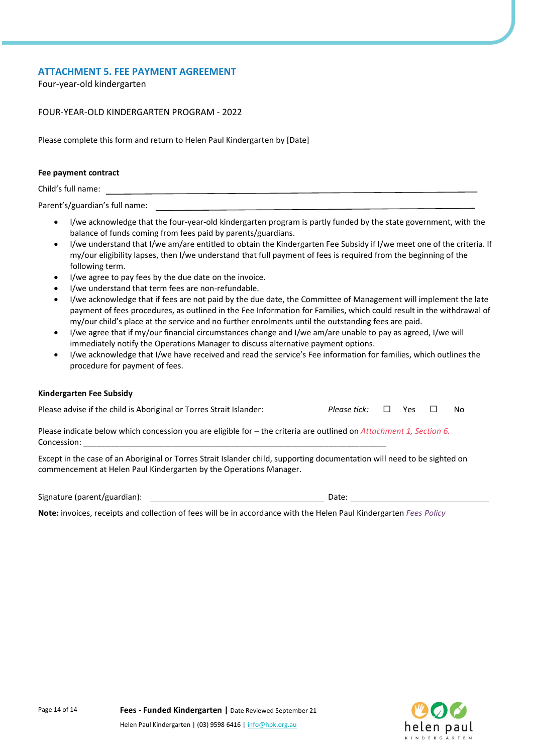## ATTACHMENT 5. FEE PAYMENT AGREEMENT

Four-year-old kindergarten

FOUR-YEAR-OLD KINDERGARTEN PROGRAM - 2022

Please complete this form and return to Helen Paul Kindergarten by [Date]

**Fee payment contract**

Child's full name: ______________________________________________

Parent's/guardian's full name: ______________________________________________

- I/we acknowledge that the four-year-old kindergarten program is partly funded by the state government, with the balance of funds coming from fees paid by parents/guardians.
- I/we understand that I/we am/are entitled to obtain the Kindergarten Fee Subsidy if I/we meet one of the criteria. If my/our eligibility lapses, then I/we understand that full payment of fees is required from the beginning of the following term.
- I/we agree to pay fees by the due date on the invoice.
- I/we understand that term fees are non-refundable.
- I/we acknowledge that if fees are not paid by the due date, the Committee of Management will implement the late payment of fees procedures, as outlined in the Fee Information for Families, which could result in the withdrawal of my/our child's place at the service and no further enrolments until the outstanding fees are paid.
- I/we agree that if my/our financial circumstances change and I/we am/are unable to pay as agreed, I/we will immediately notify the Operations Manager to discuss alternative payment options.
- I/we acknowledge that I/we have received and read the service's Fee information for families, which outlines the procedure for payment of fees.

**Kindergarten Fee Subsidy**

Please advise if the child is Aboriginal or Torres Strait Islander: *Please tick:* ☐ Yes ☐ No

Please indicate below which concession you are eligible for – the criteria are outlined on *Attachment 1, Section 6.*
Concession: ______________________________________________________________________

Except in the case of an Aboriginal or Torres Strait Islander child, supporting documentation will need to be sighted on commencement at Helen Paul Kindergarten by the Operations Manager.

Signature (parent/guardian): ________________________________ Date: ______________________

**Note:** invoices, receipts and collection of fees will be in accordance with the Helen Paul Kindergarten *Fees Policy*